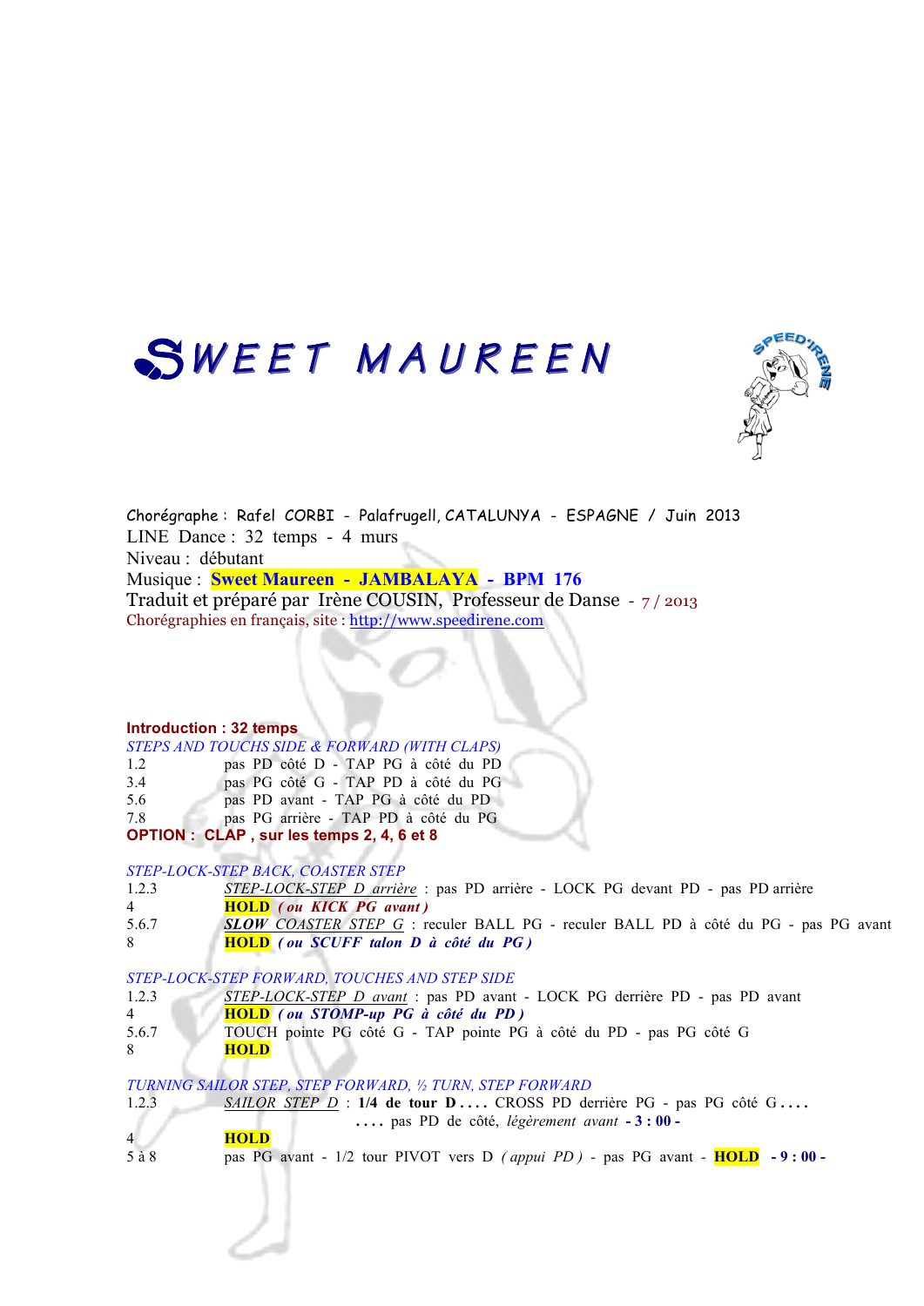# SWEET MAUREEN

Chorégraphe : Rafel CORBI - Palafrugell, CATALUNYA - ESPAGNE / Juin 2013
LINE Dance : 32 temps - 4 murs
Niveau : débutant
Musique : **Sweet Maureen - JAMBALAYA - BPM 176**
Traduit et préparé par Irène COUSIN, Professeur de Danse - 7 / 2013
Chorégraphies en français, site : http://www.speedirene.com

**Introduction : 32 temps**

*STEPS AND TOUCHS SIDE & FORWARD (WITH CLAPS)*

| | |
|---|---|
| 1.2 | pas PD côté D - TAP PG à côté du PD |
| 3.4 | pas PG côté G - TAP PD à côté du PG |
| 5.6 | pas PD avant - TAP PG à côté du PD |
| 7.8 | pas PG arrière - TAP PD à côté du PG |

**OPTION : CLAP , sur les temps 2, 4, 6 et 8**

*STEP-LOCK-STEP BACK, COASTER STEP*

| | |
|---|---|
| 1.2.3 | *STEP-LOCK-STEP D arrière* : pas PD arrière - LOCK PG devant PD - pas PD arrière |
| 4 | **HOLD** ***( ou KICK PG avant )*** |
| 5.6.7 | ***SLOW*** *COASTER STEP G* : reculer BALL PG - reculer BALL PD à côté du PG - pas PG avant |
| 8 | **HOLD** ***( ou SCUFF talon D à côté du PG )*** |

*STEP-LOCK-STEP FORWARD, TOUCHES AND STEP SIDE*

| | |
|---|---|
| 1.2.3 | *STEP-LOCK-STEP D avant* : pas PD avant - LOCK PG derrière PD - pas PD avant |
| 4 | **HOLD** ***( ou STOMP-up PG à côté du PD )*** |
| 5.6.7 | TOUCH pointe PG côté G - TAP pointe PG à côté du PD - pas PG côté G |
| 8 | **HOLD** |

*TURNING SAILOR STEP, STEP FORWARD, ½ TURN, STEP FORWARD*

| | |
|---|---|
| 1.2.3 | *SAILOR STEP D* : **1/4 de tour D . . . .** CROSS PD derrière PG - pas PG côté G . . . . . . . . pas PD de côté, *légèrement avant* **- 3 : 00 -** |
| 4 | **HOLD** |
| 5 à 8 | pas PG avant - 1/2 tour PIVOT vers D *( appui PD )* - pas PG avant - **HOLD - 9 : 00 -** |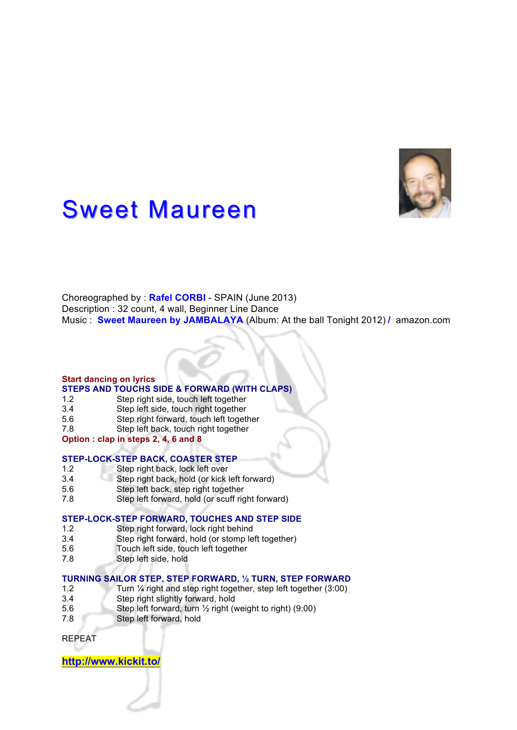# Sweet Maureen

Choreographed by : **Rafel CORBI** - SPAIN (June 2013)
Description : 32 count, 4 wall, Beginner Line Dance
Music : **Sweet Maureen by JAMBALAYA** (Album: At the ball Tonight 2012) **/** amazon.com

**Start dancing on lyrics**

### STEPS AND TOUCHS SIDE & FORWARD (WITH CLAPS)

| | |
|---|---|
| 1.2 | Step right side, touch left together |
| 3.4 | Step left side, touch right together |
| 5.6 | Step right forward, touch left together |
| 7.8 | Step left back, touch right together |

**Option : clap in steps 2, 4, 6 and 8**

### STEP-LOCK-STEP BACK, COASTER STEP

| | |
|---|---|
| 1.2 | Step right back, lock left over |
| 3.4 | Step right back, hold (or kick left forward) |
| 5.6 | Step left back, step right together |
| 7.8 | Step left forward, hold (or scuff right forward) |

### STEP-LOCK-STEP FORWARD, TOUCHES AND STEP SIDE

| | |
|---|---|
| 1.2 | Step right forward, lock right behind |
| 3.4 | Step right forward, hold (or stomp left together) |
| 5.6 | Touch left side, touch left together |
| 7.8 | Step left side, hold |

### TURNING SAILOR STEP, STEP FORWARD, ½ TURN, STEP FORWARD

| | |
|---|---|
| 1.2 | Turn ¼ right and step right together, step left together (3:00) |
| 3.4 | Step right slightly forward, hold |
| 5.6 | Step left forward, turn ½ right (weight to right) (9:00) |
| 7.8 | Step left forward, hold |

REPEAT

http://www.kickit.to/